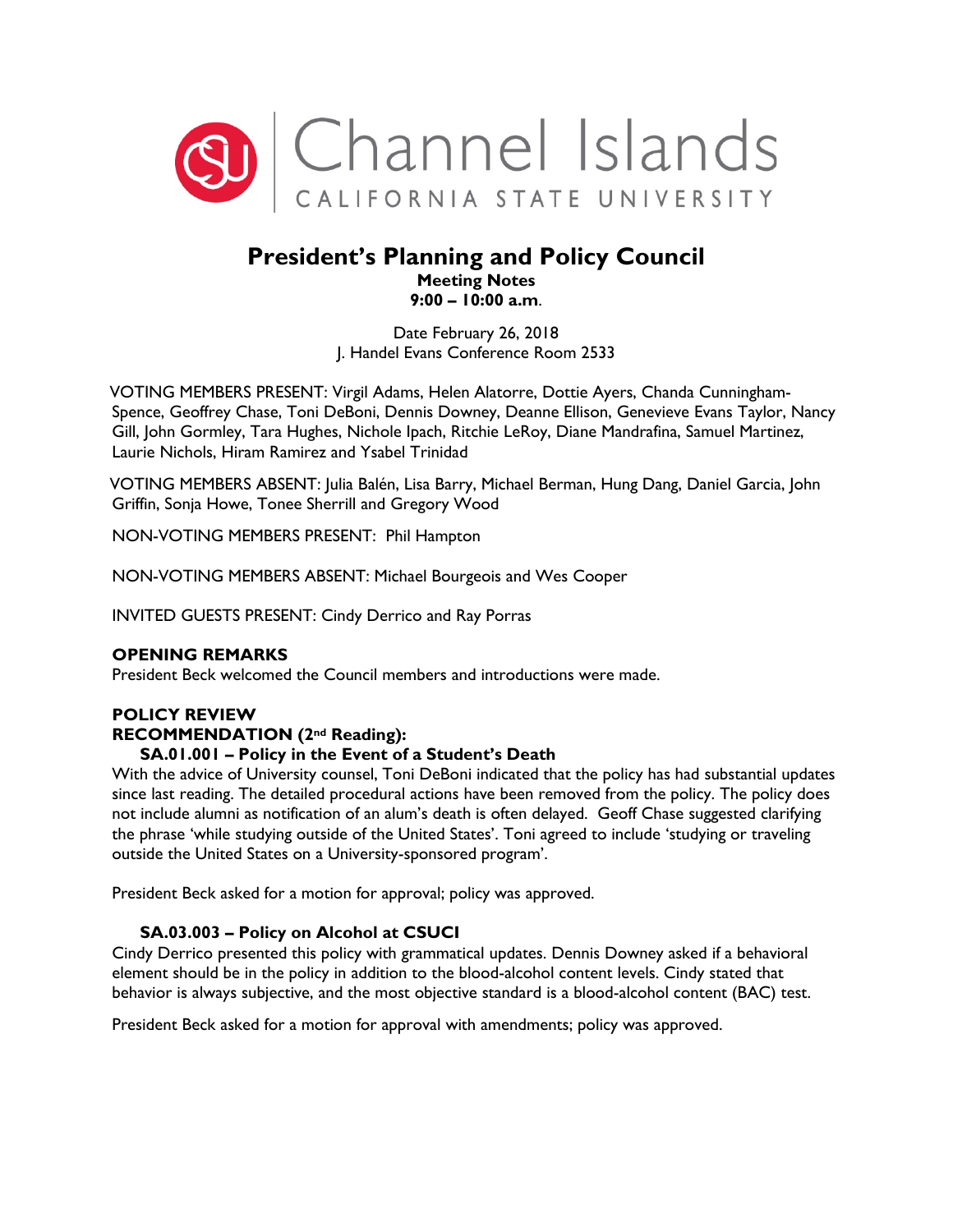Channel Islands
CALIFORNIA STATE UNIVERSITY

# President's Planning and Policy Council

**Meeting Notes**
**9:00 – 10:00 a.m.**

Date February 26, 2018
J. Handel Evans Conference Room 2533

VOTING MEMBERS PRESENT: Virgil Adams, Helen Alatorre, Dottie Ayers, Chanda Cunningham-Spence, Geoffrey Chase, Toni DeBoni, Dennis Downey, Deanne Ellison, Genevieve Evans Taylor, Nancy Gill, John Gormley, Tara Hughes, Nichole Ipach, Ritchie LeRoy, Diane Mandrafina, Samuel Martinez, Laurie Nichols, Hiram Ramirez and Ysabel Trinidad

VOTING MEMBERS ABSENT: Julia Balén, Lisa Barry, Michael Berman, Hung Dang, Daniel Garcia, John Griffin, Sonja Howe, Tonee Sherrill and Gregory Wood

NON-VOTING MEMBERS PRESENT: Phil Hampton

NON-VOTING MEMBERS ABSENT: Michael Bourgeois and Wes Cooper

INVITED GUESTS PRESENT: Cindy Derrico and Ray Porras

## OPENING REMARKS

President Beck welcomed the Council members and introductions were made.

## POLICY REVIEW

### RECOMMENDATION (2nd Reading):

#### SA.01.001 – Policy in the Event of a Student's Death

With the advice of University counsel, Toni DeBoni indicated that the policy has had substantial updates since last reading. The detailed procedural actions have been removed from the policy. The policy does not include alumni as notification of an alum's death is often delayed. Geoff Chase suggested clarifying the phrase 'while studying outside of the United States'. Toni agreed to include 'studying or traveling outside the United States on a University-sponsored program'.

President Beck asked for a motion for approval; policy was approved.

#### SA.03.003 – Policy on Alcohol at CSUCI

Cindy Derrico presented this policy with grammatical updates. Dennis Downey asked if a behavioral element should be in the policy in addition to the blood-alcohol content levels. Cindy stated that behavior is always subjective, and the most objective standard is a blood-alcohol content (BAC) test.

President Beck asked for a motion for approval with amendments; policy was approved.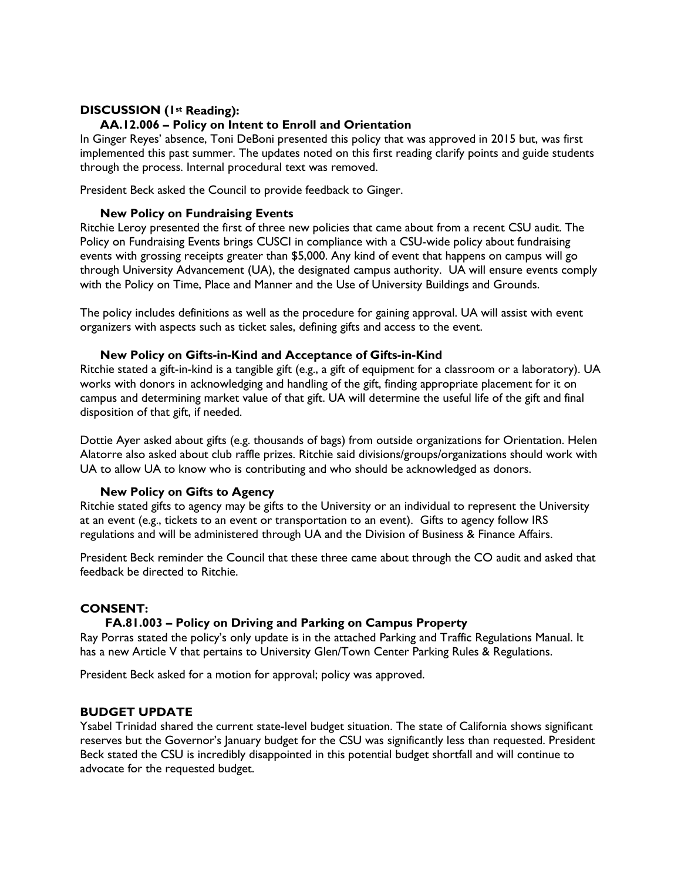## DISCUSSION (1st Reading):

### AA.12.006 – Policy on Intent to Enroll and Orientation

In Ginger Reyes' absence, Toni DeBoni presented this policy that was approved in 2015 but, was first implemented this past summer. The updates noted on this first reading clarify points and guide students through the process. Internal procedural text was removed.

President Beck asked the Council to provide feedback to Ginger.

### New Policy on Fundraising Events

Ritchie Leroy presented the first of three new policies that came about from a recent CSU audit. The Policy on Fundraising Events brings CUSCI in compliance with a CSU-wide policy about fundraising events with grossing receipts greater than $5,000. Any kind of event that happens on campus will go through University Advancement (UA), the designated campus authority. UA will ensure events comply with the Policy on Time, Place and Manner and the Use of University Buildings and Grounds.

The policy includes definitions as well as the procedure for gaining approval. UA will assist with event organizers with aspects such as ticket sales, defining gifts and access to the event.

### New Policy on Gifts-in-Kind and Acceptance of Gifts-in-Kind

Ritchie stated a gift-in-kind is a tangible gift (e.g., a gift of equipment for a classroom or a laboratory). UA works with donors in acknowledging and handling of the gift, finding appropriate placement for it on campus and determining market value of that gift. UA will determine the useful life of the gift and final disposition of that gift, if needed.

Dottie Ayer asked about gifts (e.g. thousands of bags) from outside organizations for Orientation. Helen Alatorre also asked about club raffle prizes. Ritchie said divisions/groups/organizations should work with UA to allow UA to know who is contributing and who should be acknowledged as donors.

### New Policy on Gifts to Agency

Ritchie stated gifts to agency may be gifts to the University or an individual to represent the University at an event (e.g., tickets to an event or transportation to an event). Gifts to agency follow IRS regulations and will be administered through UA and the Division of Business & Finance Affairs.

President Beck reminder the Council that these three came about through the CO audit and asked that feedback be directed to Ritchie.

## CONSENT:

### FA.81.003 – Policy on Driving and Parking on Campus Property

Ray Porras stated the policy's only update is in the attached Parking and Traffic Regulations Manual. It has a new Article V that pertains to University Glen/Town Center Parking Rules & Regulations.

President Beck asked for a motion for approval; policy was approved.

## BUDGET UPDATE

Ysabel Trinidad shared the current state-level budget situation. The state of California shows significant reserves but the Governor's January budget for the CSU was significantly less than requested. President Beck stated the CSU is incredibly disappointed in this potential budget shortfall and will continue to advocate for the requested budget.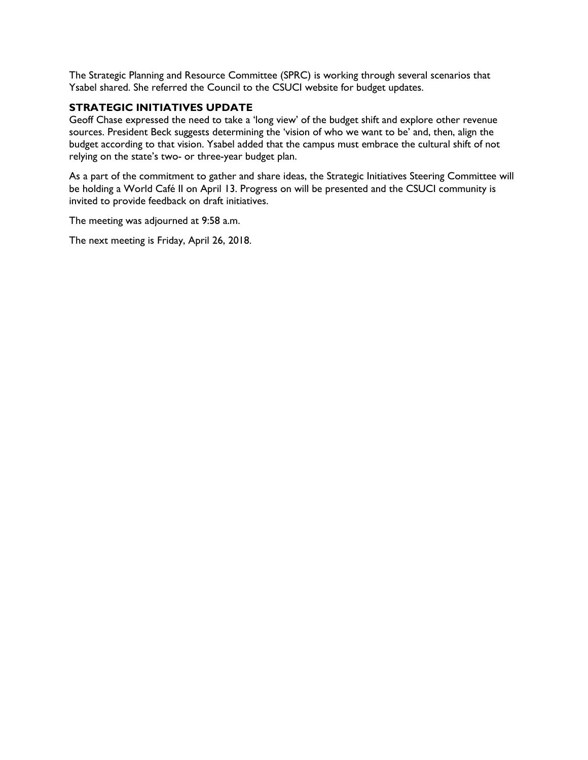The Strategic Planning and Resource Committee (SPRC) is working through several scenarios that Ysabel shared. She referred the Council to the CSUCI website for budget updates.

### STRATEGIC INITIATIVES UPDATE

Geoff Chase expressed the need to take a 'long view' of the budget shift and explore other revenue sources. President Beck suggests determining the 'vision of who we want to be' and, then, align the budget according to that vision. Ysabel added that the campus must embrace the cultural shift of not relying on the state's two- or three-year budget plan.

As a part of the commitment to gather and share ideas, the Strategic Initiatives Steering Committee will be holding a World Café II on April 13. Progress on will be presented and the CSUCI community is invited to provide feedback on draft initiatives.

The meeting was adjourned at 9:58 a.m.

The next meeting is Friday, April 26, 2018.